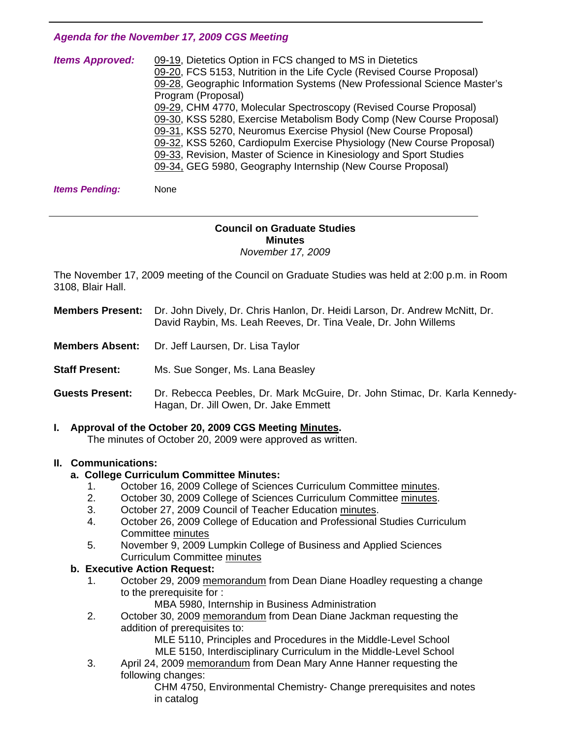---

*Agenda for the November 17, 2009 CGS Meeting*

| | |
|---|---|
| ***Items Approved:*** | 09-19, Dietetics Option in FCS changed to MS in Dietetics<br>09-20, FCS 5153, Nutrition in the Life Cycle (Revised Course Proposal)<br>09-28, Geographic Information Systems (New Professional Science Master's Program (Proposal)<br>09-29, CHM 4770, Molecular Spectroscopy (Revised Course Proposal)<br>09-30, KSS 5280, Exercise Metabolism Body Comp (New Course Proposal)<br>09-31, KSS 5270, Neuromus Exercise Physiol (New Course Proposal)<br>09-32, KSS 5260, Cardiopulm Exercise Physiology (New Course Proposal)<br>09-33, Revision, Master of Science in Kinesiology and Sport Studies<br>09-34, GEG 5980, Geography Internship (New Course Proposal) |
| ***Items Pending:*** | None |

---

**Council on Graduate Studies**
**Minutes**
*November 17, 2009*

The November 17, 2009 meeting of the Council on Graduate Studies was held at 2:00 p.m. in Room 3108, Blair Hall.

**Members Present:** Dr. John Dively, Dr. Chris Hanlon, Dr. Heidi Larson, Dr. Andrew McNitt, Dr. David Raybin, Ms. Leah Reeves, Dr. Tina Veale, Dr. John Willems

**Members Absent:** Dr. Jeff Laursen, Dr. Lisa Taylor

**Staff Present:** Ms. Sue Songer, Ms. Lana Beasley

**Guests Present:** Dr. Rebecca Peebles, Dr. Mark McGuire, Dr. John Stimac, Dr. Karla Kennedy-Hagan, Dr. Jill Owen, Dr. Jake Emmett

**I. Approval of the October 20, 2009 CGS Meeting Minutes.**

The minutes of October 20, 2009 were approved as written.

**II. Communications:**

**a. College Curriculum Committee Minutes:**

1. October 16, 2009 College of Sciences Curriculum Committee minutes.
2. October 30, 2009 College of Sciences Curriculum Committee minutes.
3. October 27, 2009 Council of Teacher Education minutes.
4. October 26, 2009 College of Education and Professional Studies Curriculum Committee minutes
5. November 9, 2009 Lumpkin College of Business and Applied Sciences Curriculum Committee minutes

**b. Executive Action Request:**

1. October 29, 2009 memorandum from Dean Diane Hoadley requesting a change to the prerequisite for :
   MBA 5980, Internship in Business Administration
2. October 30, 2009 memorandum from Dean Diane Jackman requesting the addition of prerequisites to:
   MLE 5110, Principles and Procedures in the Middle-Level School
   MLE 5150, Interdisciplinary Curriculum in the Middle-Level School
3. April 24, 2009 memorandum from Dean Mary Anne Hanner requesting the following changes:
   CHM 4750, Environmental Chemistry- Change prerequisites and notes in catalog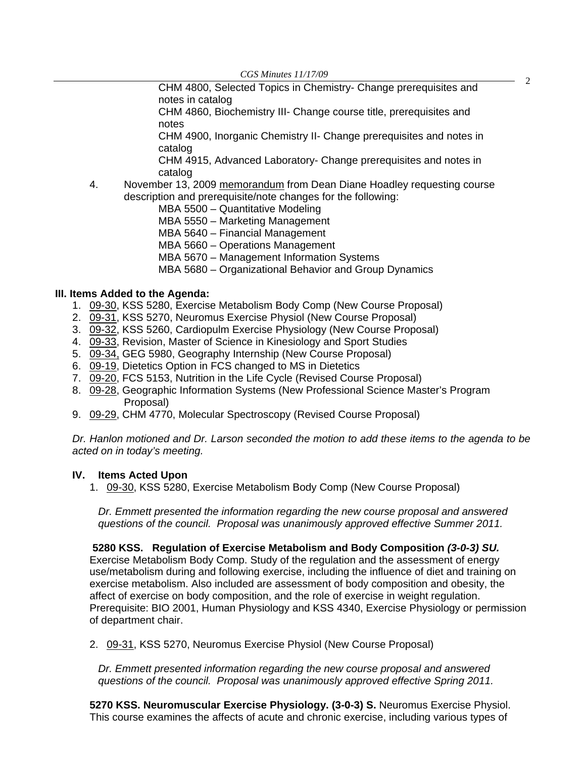CHM 4800, Selected Topics in Chemistry- Change prerequisites and notes in catalog
CHM 4860, Biochemistry III- Change course title, prerequisites and notes
CHM 4900, Inorganic Chemistry II- Change prerequisites and notes in catalog
CHM 4915, Advanced Laboratory- Change prerequisites and notes in catalog

4. November 13, 2009 memorandum from Dean Diane Hoadley requesting course description and prerequisite/note changes for the following:
   MBA 5500 – Quantitative Modeling
   MBA 5550 – Marketing Management
   MBA 5640 – Financial Management
   MBA 5660 – Operations Management
   MBA 5670 – Management Information Systems
   MBA 5680 – Organizational Behavior and Group Dynamics

**III. Items Added to the Agenda:**

1. 09-30, KSS 5280, Exercise Metabolism Body Comp (New Course Proposal)
2. 09-31, KSS 5270, Neuromus Exercise Physiol (New Course Proposal)
3. 09-32, KSS 5260, Cardiopulm Exercise Physiology (New Course Proposal)
4. 09-33, Revision, Master of Science in Kinesiology and Sport Studies
5. 09-34, GEG 5980, Geography Internship (New Course Proposal)
6. 09-19, Dietetics Option in FCS changed to MS in Dietetics
7. 09-20, FCS 5153, Nutrition in the Life Cycle (Revised Course Proposal)
8. 09-28, Geographic Information Systems (New Professional Science Master's Program Proposal)
9. 09-29, CHM 4770, Molecular Spectroscopy (Revised Course Proposal)

*Dr. Hanlon motioned and Dr. Larson seconded the motion to add these items to the agenda to be acted on in today's meeting.*

**IV. Items Acted Upon**

1. 09-30, KSS 5280, Exercise Metabolism Body Comp (New Course Proposal)

   *Dr. Emmett presented the information regarding the new course proposal and answered questions of the council. Proposal was unanimously approved effective Summer 2011.*

**5280 KSS. Regulation of Exercise Metabolism and Body Composition *(3-0-3) SU.*** Exercise Metabolism Body Comp. Study of the regulation and the assessment of energy use/metabolism during and following exercise, including the influence of diet and training on exercise metabolism. Also included are assessment of body composition and obesity, the affect of exercise on body composition, and the role of exercise in weight regulation. Prerequisite: BIO 2001, Human Physiology and KSS 4340, Exercise Physiology or permission of department chair.

2. 09-31, KSS 5270, Neuromus Exercise Physiol (New Course Proposal)

   *Dr. Emmett presented information regarding the new course proposal and answered questions of the council. Proposal was unanimously approved effective Spring 2011.*

**5270 KSS. Neuromuscular Exercise Physiology. (3-0-3) S.** Neuromus Exercise Physiol. This course examines the affects of acute and chronic exercise, including various types of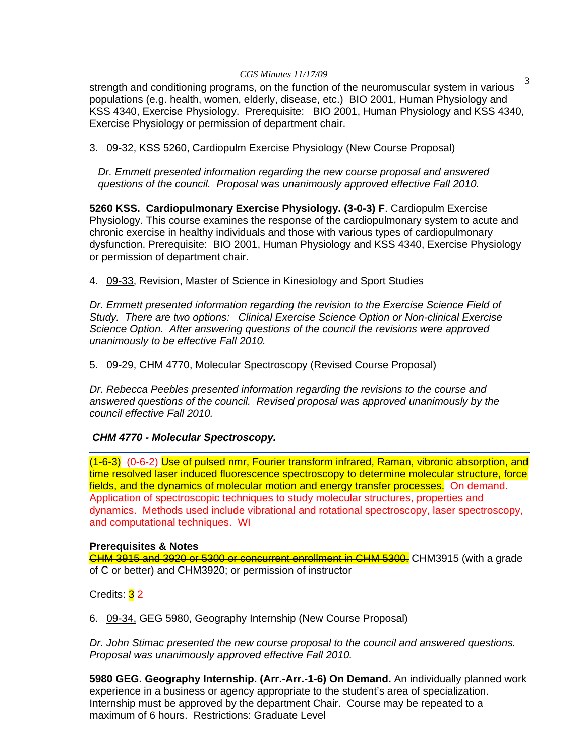strength and conditioning programs, on the function of the neuromuscular system in various populations (e.g. health, women, elderly, disease, etc.) BIO 2001, Human Physiology and KSS 4340, Exercise Physiology. Prerequisite: BIO 2001, Human Physiology and KSS 4340, Exercise Physiology or permission of department chair.

3. 09-32, KSS 5260, Cardiopulm Exercise Physiology (New Course Proposal)

*Dr. Emmett presented information regarding the new course proposal and answered questions of the council. Proposal was unanimously approved effective Fall 2010.*

**5260 KSS. Cardiopulmonary Exercise Physiology. (3-0-3) F**. Cardiopulm Exercise Physiology. This course examines the response of the cardiopulmonary system to acute and chronic exercise in healthy individuals and those with various types of cardiopulmonary dysfunction. Prerequisite: BIO 2001, Human Physiology and KSS 4340, Exercise Physiology or permission of department chair.

4. 09-33, Revision, Master of Science in Kinesiology and Sport Studies

*Dr. Emmett presented information regarding the revision to the Exercise Science Field of Study. There are two options: Clinical Exercise Science Option or Non-clinical Exercise Science Option. After answering questions of the council the revisions were approved unanimously to be effective Fall 2010.*

5. 09-29, CHM 4770, Molecular Spectroscopy (Revised Course Proposal)

*Dr. Rebecca Peebles presented information regarding the revisions to the course and answered questions of the council. Revised proposal was approved unanimously by the council effective Fall 2010.*

***CHM 4770 - Molecular Spectroscopy.***

---

~~(1-6-3)~~ (0-6-2) ~~Use of pulsed nmr, Fourier transform infrared, Raman, vibronic absorption, and time resolved laser induced fluorescence spectroscopy to determine molecular structure, force fields, and the dynamics of molecular motion and energy transfer processes.~~ On demand. Application of spectroscopic techniques to study molecular structures, properties and dynamics. Methods used include vibrational and rotational spectroscopy, laser spectroscopy, and computational techniques. WI

**Prerequisites & Notes**
~~CHM 3915 and 3920 or 5300 or concurrent enrollment in CHM 5300.~~ CHM3915 (with a grade of C or better) and CHM3920; or permission of instructor

Credits: ~~3~~ 2

6. 09-34, GEG 5980, Geography Internship (New Course Proposal)

*Dr. John Stimac presented the new course proposal to the council and answered questions. Proposal was unanimously approved effective Fall 2010.*

**5980 GEG. Geography Internship. (Arr.-Arr.-1-6) On Demand.** An individually planned work experience in a business or agency appropriate to the student's area of specialization. Internship must be approved by the department Chair. Course may be repeated to a maximum of 6 hours. Restrictions: Graduate Level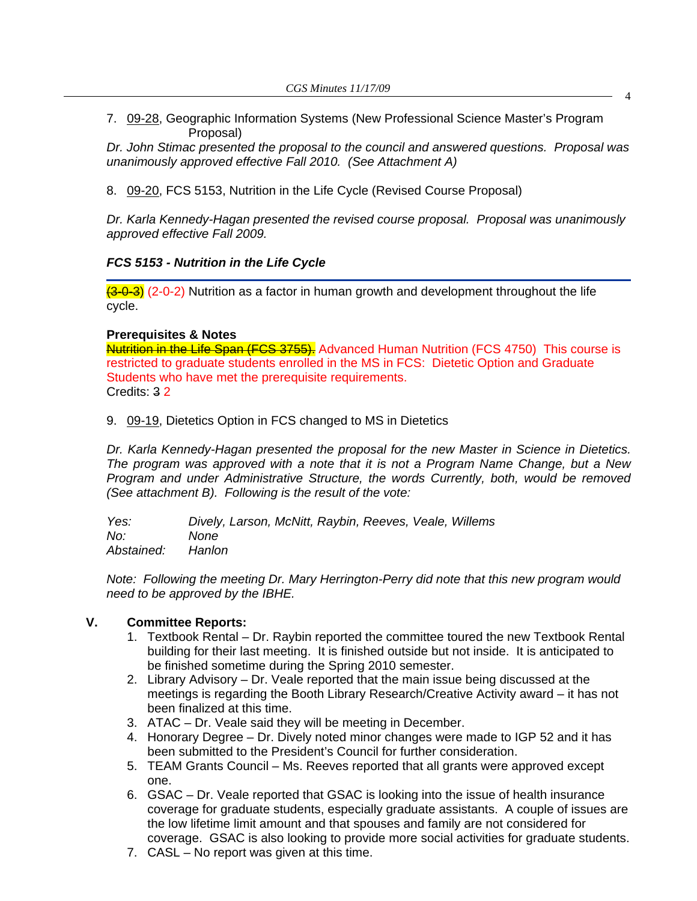7. 09-28, Geographic Information Systems (New Professional Science Master's Program Proposal)

*Dr. John Stimac presented the proposal to the council and answered questions. Proposal was unanimously approved effective Fall 2010. (See Attachment A)*

8. 09-20, FCS 5153, Nutrition in the Life Cycle (Revised Course Proposal)

*Dr. Karla Kennedy-Hagan presented the revised course proposal. Proposal was unanimously approved effective Fall 2009.*

***FCS 5153 - Nutrition in the Life Cycle***

---

~~(3-0-3)~~ (2-0-2) Nutrition as a factor in human growth and development throughout the life cycle.

**Prerequisites & Notes**

~~Nutrition in the Life Span (FCS 3755).~~ Advanced Human Nutrition (FCS 4750) This course is restricted to graduate students enrolled in the MS in FCS: Dietetic Option and Graduate Students who have met the prerequisite requirements.

Credits: ~~3~~ 2

9. 09-19, Dietetics Option in FCS changed to MS in Dietetics

*Dr. Karla Kennedy-Hagan presented the proposal for the new Master in Science in Dietetics. The program was approved with a note that it is not a Program Name Change, but a New Program and under Administrative Structure, the words Currently, both, would be removed (See attachment B). Following is the result of the vote:*

*Yes: Dively, Larson, McNitt, Raybin, Reeves, Veale, Willems*
*No: None*
*Abstained: Hanlon*

*Note: Following the meeting Dr. Mary Herrington-Perry did note that this new program would need to be approved by the IBHE.*

## V. Committee Reports:

1. Textbook Rental – Dr. Raybin reported the committee toured the new Textbook Rental building for their last meeting. It is finished outside but not inside. It is anticipated to be finished sometime during the Spring 2010 semester.
2. Library Advisory – Dr. Veale reported that the main issue being discussed at the meetings is regarding the Booth Library Research/Creative Activity award – it has not been finalized at this time.
3. ATAC – Dr. Veale said they will be meeting in December.
4. Honorary Degree – Dr. Dively noted minor changes were made to IGP 52 and it has been submitted to the President's Council for further consideration.
5. TEAM Grants Council – Ms. Reeves reported that all grants were approved except one.
6. GSAC – Dr. Veale reported that GSAC is looking into the issue of health insurance coverage for graduate students, especially graduate assistants. A couple of issues are the low lifetime limit amount and that spouses and family are not considered for coverage. GSAC is also looking to provide more social activities for graduate students.
7. CASL – No report was given at this time.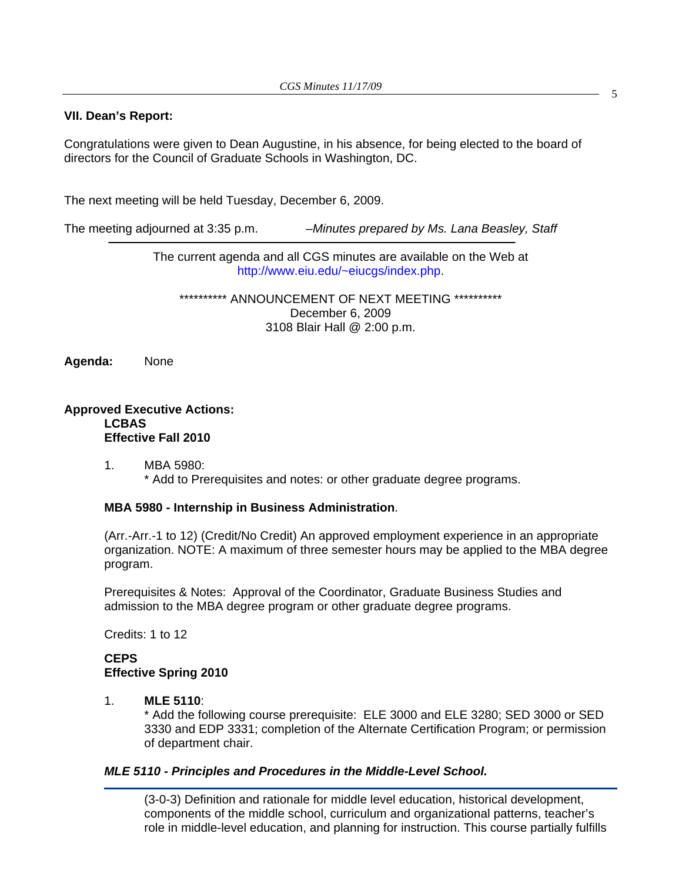## VII. Dean's Report:

Congratulations were given to Dean Augustine, in his absence, for being elected to the board of directors for the Council of Graduate Schools in Washington, DC.

The next meeting will be held Tuesday, December 6, 2009.

The meeting adjourned at 3:35 p.m. *–Minutes prepared by Ms. Lana Beasley, Staff*

---

The current agenda and all CGS minutes are available on the Web at http://www.eiu.edu/~eiucgs/index.php.

********** ANNOUNCEMENT OF NEXT MEETING **********
December 6, 2009
3108 Blair Hall @ 2:00 p.m.

**Agenda:** None

**Approved Executive Actions:**

**LCBAS**
**Effective Fall 2010**

1. MBA 5980:
 * Add to Prerequisites and notes: or other graduate degree programs.

**MBA 5980 - Internship in Business Administration**.

(Arr.-Arr.-1 to 12) (Credit/No Credit) An approved employment experience in an appropriate organization. NOTE: A maximum of three semester hours may be applied to the MBA degree program.

Prerequisites & Notes: Approval of the Coordinator, Graduate Business Studies and admission to the MBA degree program or other graduate degree programs.

Credits: 1 to 12

**CEPS**
**Effective Spring 2010**

1. **MLE 5110**:
 * Add the following course prerequisite: ELE 3000 and ELE 3280; SED 3000 or SED 3330 and EDP 3331; completion of the Alternate Certification Program; or permission of department chair.

***MLE 5110 - Principles and Procedures in the Middle-Level School.***

(3-0-3) Definition and rationale for middle level education, historical development, components of the middle school, curriculum and organizational patterns, teacher's role in middle-level education, and planning for instruction. This course partially fulfills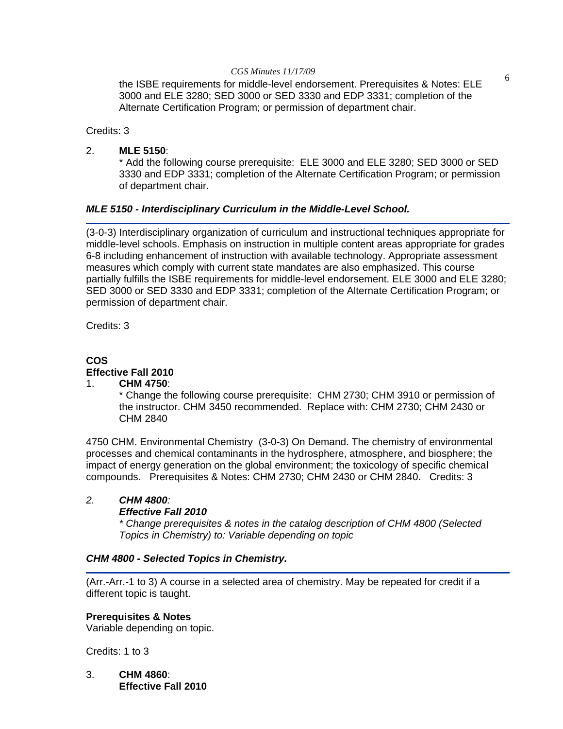the ISBE requirements for middle-level endorsement. Prerequisites & Notes: ELE 3000 and ELE 3280; SED 3000 or SED 3330 and EDP 3331; completion of the Alternate Certification Program; or permission of department chair.

Credits: 3

2. **MLE 5150**:
   * Add the following course prerequisite: ELE 3000 and ELE 3280; SED 3000 or SED 3330 and EDP 3331; completion of the Alternate Certification Program; or permission of department chair.

***MLE 5150 - Interdisciplinary Curriculum in the Middle-Level School.***

(3-0-3) Interdisciplinary organization of curriculum and instructional techniques appropriate for middle-level schools. Emphasis on instruction in multiple content areas appropriate for grades 6-8 including enhancement of instruction with available technology. Appropriate assessment measures which comply with current state mandates are also emphasized. This course partially fulfills the ISBE requirements for middle-level endorsement. ELE 3000 and ELE 3280; SED 3000 or SED 3330 and EDP 3331; completion of the Alternate Certification Program; or permission of department chair.

Credits: 3

**COS**
**Effective Fall 2010**

1. **CHM 4750**:
   * Change the following course prerequisite: CHM 2730; CHM 3910 or permission of the instructor. CHM 3450 recommended. Replace with: CHM 2730; CHM 2430 or CHM 2840

4750 CHM. Environmental Chemistry (3-0-3) On Demand. The chemistry of environmental processes and chemical contaminants in the hydrosphere, atmosphere, and biosphere; the impact of energy generation on the global environment; the toxicology of specific chemical compounds. Prerequisites & Notes: CHM 2730; CHM 2430 or CHM 2840. Credits: 3

*2.* ***CHM 4800****:*
   ***Effective Fall 2010***
   *\* Change prerequisites & notes in the catalog description of CHM 4800 (Selected Topics in Chemistry) to: Variable depending on topic*

***CHM 4800 - Selected Topics in Chemistry.***

(Arr.-Arr.-1 to 3) A course in a selected area of chemistry. May be repeated for credit if a different topic is taught.

**Prerequisites & Notes**
Variable depending on topic.

Credits: 1 to 3

3. **CHM 4860**:
   **Effective Fall 2010**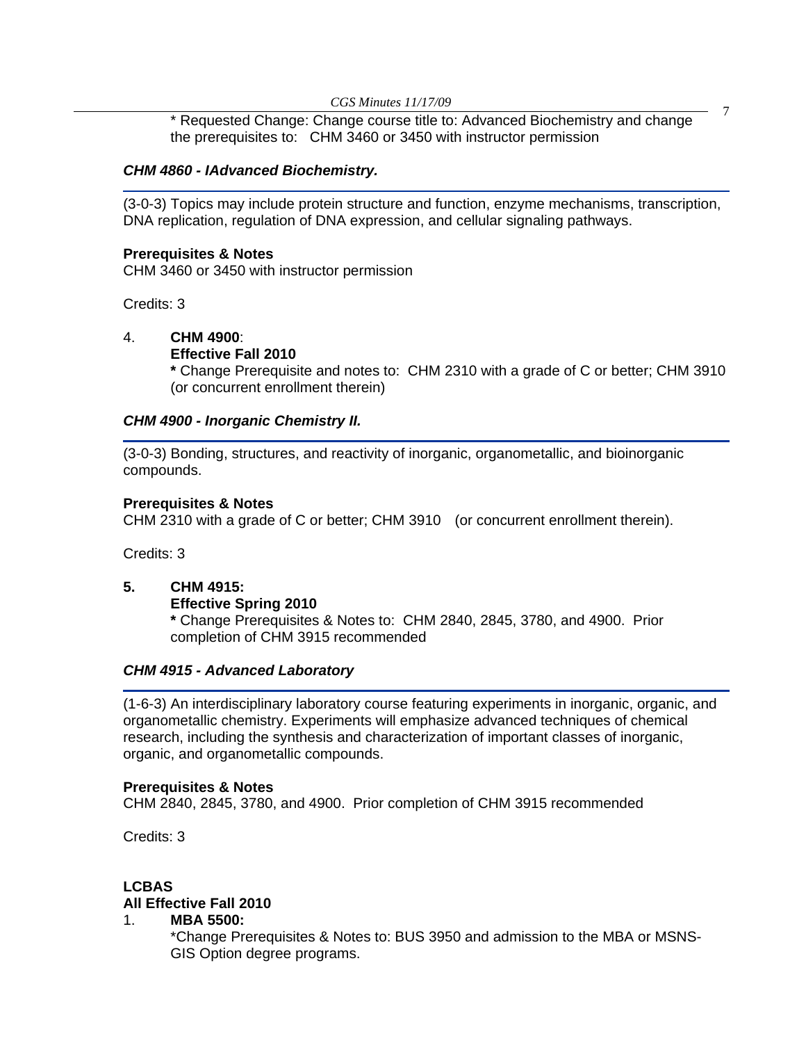\* Requested Change: Change course title to: Advanced Biochemistry and change the prerequisites to: CHM 3460 or 3450 with instructor permission

***CHM 4860 - IAdvanced Biochemistry.***

(3-0-3) Topics may include protein structure and function, enzyme mechanisms, transcription, DNA replication, regulation of DNA expression, and cellular signaling pathways.

**Prerequisites & Notes**
CHM 3460 or 3450 with instructor permission

Credits: 3

4. **CHM 4900**:
   **Effective Fall 2010**
   **\*** Change Prerequisite and notes to: CHM 2310 with a grade of C or better; CHM 3910 (or concurrent enrollment therein)

***CHM 4900 - Inorganic Chemistry II.***

(3-0-3) Bonding, structures, and reactivity of inorganic, organometallic, and bioinorganic compounds.

**Prerequisites & Notes**
CHM 2310 with a grade of C or better; CHM 3910 (or concurrent enrollment therein).

Credits: 3

5. **CHM 4915:**
   **Effective Spring 2010**
   **\*** Change Prerequisites & Notes to: CHM 2840, 2845, 3780, and 4900. Prior completion of CHM 3915 recommended

***CHM 4915 - Advanced Laboratory***

(1-6-3) An interdisciplinary laboratory course featuring experiments in inorganic, organic, and organometallic chemistry. Experiments will emphasize advanced techniques of chemical research, including the synthesis and characterization of important classes of inorganic, organic, and organometallic compounds.

**Prerequisites & Notes**
CHM 2840, 2845, 3780, and 4900. Prior completion of CHM 3915 recommended

Credits: 3

**LCBAS**
**All Effective Fall 2010**

1. **MBA 5500:**
   \*Change Prerequisites & Notes to: BUS 3950 and admission to the MBA or MSNS-GIS Option degree programs.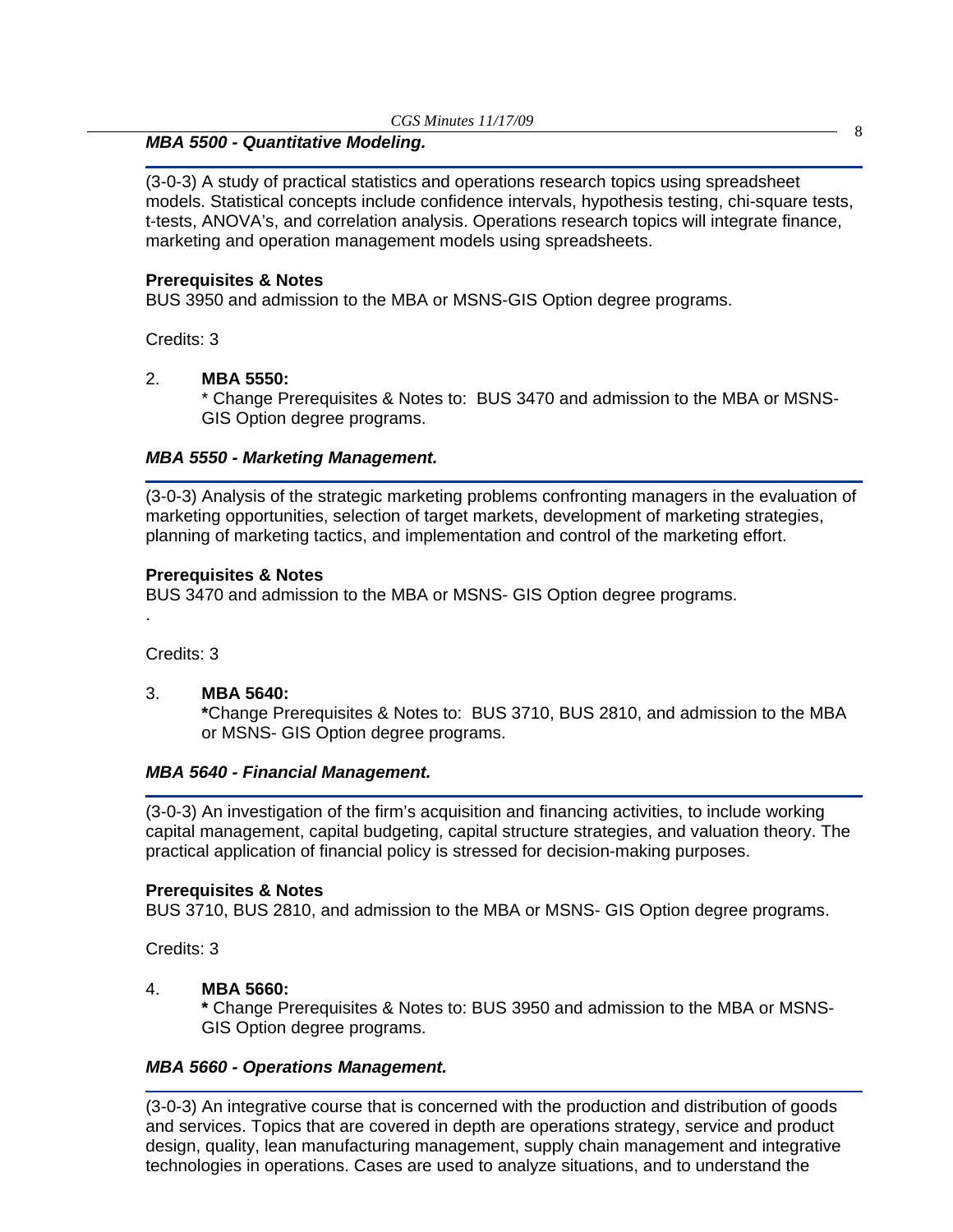***MBA 5500 - Quantitative Modeling.***

(3-0-3) A study of practical statistics and operations research topics using spreadsheet models. Statistical concepts include confidence intervals, hypothesis testing, chi-square tests, t-tests, ANOVA's, and correlation analysis. Operations research topics will integrate finance, marketing and operation management models using spreadsheets.

**Prerequisites & Notes**
BUS 3950 and admission to the MBA or MSNS-GIS Option degree programs.

Credits: 3

2. **MBA 5550:**
   * Change Prerequisites & Notes to: BUS 3470 and admission to the MBA or MSNS-GIS Option degree programs.

***MBA 5550 - Marketing Management.***

(3-0-3) Analysis of the strategic marketing problems confronting managers in the evaluation of marketing opportunities, selection of target markets, development of marketing strategies, planning of marketing tactics, and implementation and control of the marketing effort.

**Prerequisites & Notes**
BUS 3470 and admission to the MBA or MSNS- GIS Option degree programs.
.

Credits: 3

3. **MBA 5640:**
   **\***Change Prerequisites & Notes to: BUS 3710, BUS 2810, and admission to the MBA or MSNS- GIS Option degree programs.

***MBA 5640 - Financial Management.***

(3-0-3) An investigation of the firm's acquisition and financing activities, to include working capital management, capital budgeting, capital structure strategies, and valuation theory. The practical application of financial policy is stressed for decision-making purposes.

**Prerequisites & Notes**
BUS 3710, BUS 2810, and admission to the MBA or MSNS- GIS Option degree programs.

Credits: 3

4. **MBA 5660:**
   **\*** Change Prerequisites & Notes to: BUS 3950 and admission to the MBA or MSNS-GIS Option degree programs.

***MBA 5660 - Operations Management.***

(3-0-3) An integrative course that is concerned with the production and distribution of goods and services. Topics that are covered in depth are operations strategy, service and product design, quality, lean manufacturing management, supply chain management and integrative technologies in operations. Cases are used to analyze situations, and to understand the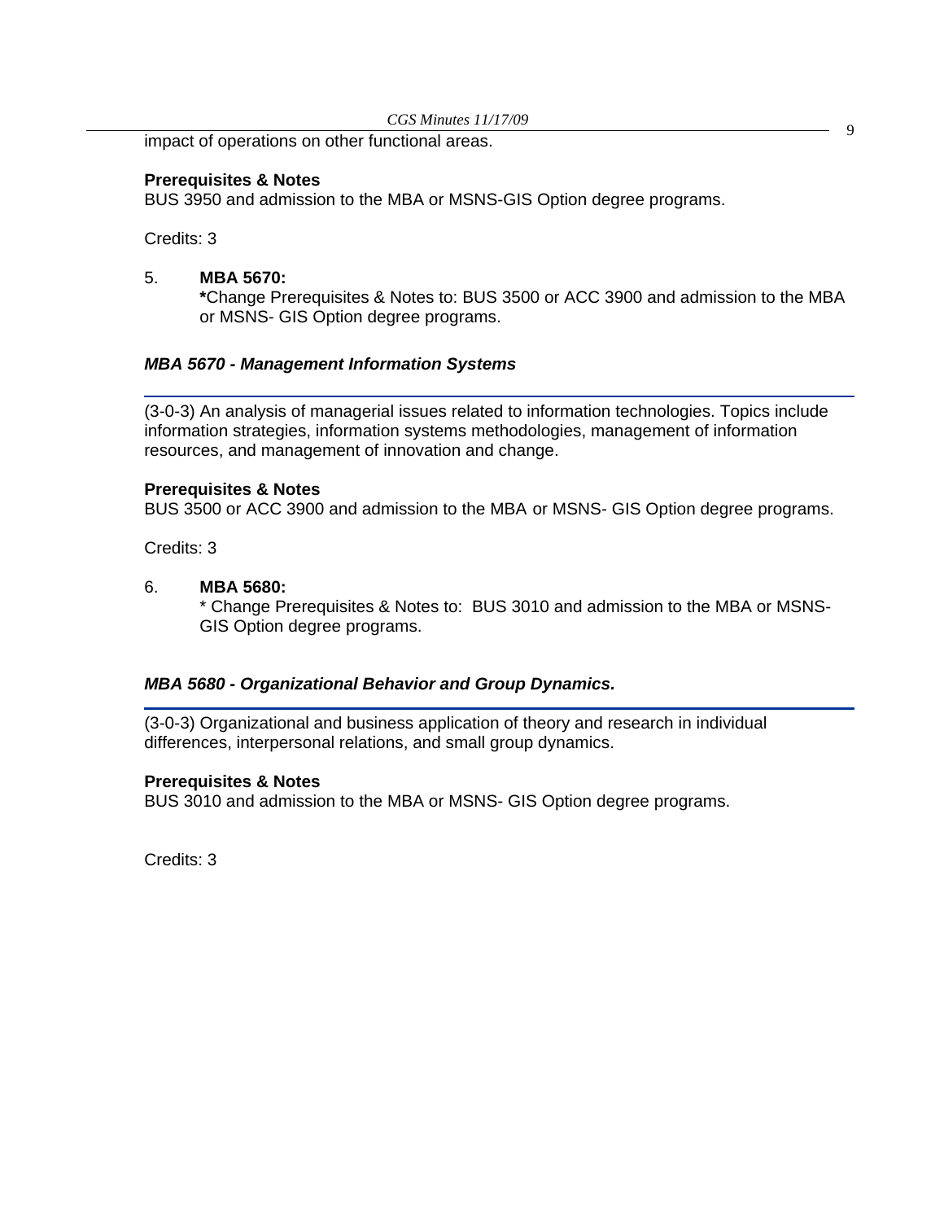impact of operations on other functional areas.

**Prerequisites & Notes**
BUS 3950 and admission to the MBA or MSNS-GIS Option degree programs.

Credits: 3

5. **MBA 5670:**
   ***Change Prerequisites & Notes to: BUS 3500 or ACC 3900 and admission to the MBA or MSNS- GIS Option degree programs.

### *MBA 5670 - Management Information Systems*

(3-0-3) An analysis of managerial issues related to information technologies. Topics include information strategies, information systems methodologies, management of information resources, and management of innovation and change.

**Prerequisites & Notes**
BUS 3500 or ACC 3900 and admission to the MBA or MSNS- GIS Option degree programs.

Credits: 3

6. **MBA 5680:**
   * Change Prerequisites & Notes to: BUS 3010 and admission to the MBA or MSNS- GIS Option degree programs.

### *MBA 5680 - Organizational Behavior and Group Dynamics.*

(3-0-3) Organizational and business application of theory and research in individual differences, interpersonal relations, and small group dynamics.

**Prerequisites & Notes**
BUS 3010 and admission to the MBA or MSNS- GIS Option degree programs.

Credits: 3